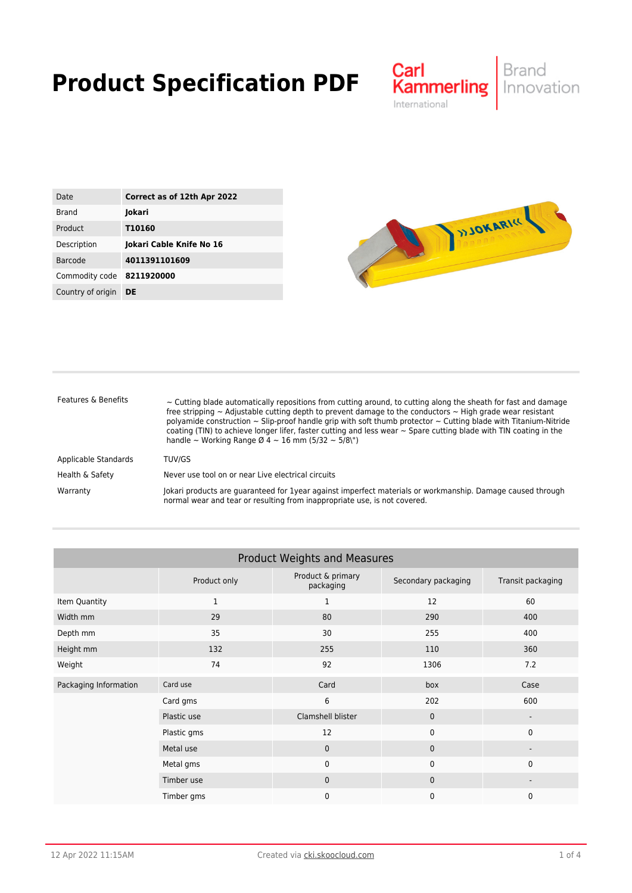# Product Specification PDF

| | |
|---|---|
| Date | **Correct as of 12th Apr 2022** |
| Brand | **Jokari** |
| Product | **T10160** |
| Description | **Jokari Cable Knife No 16** |
| Barcode | **4011391101609** |
| Commodity code | **8211920000** |
| Country of origin | **DE** |

| | |
|---|---|
| Features & Benefits | ~ Cutting blade automatically repositions from cutting around, to cutting along the sheath for fast and damage free stripping ~ Adjustable cutting depth to prevent damage to the conductors ~ High grade wear resistant polyamide construction ~ Slip-proof handle grip with soft thumb protector ~ Cutting blade with Titanium-Nitride coating (TIN) to achieve longer lifer, faster cutting and less wear ~ Spare cutting blade with TIN coating in the handle ~ Working Range Ø 4 ~ 16 mm (5/32 ~ 5/8\") |
| Applicable Standards | TUV/GS |
| Health & Safety | Never use tool on or near Live electrical circuits |
| Warranty | Jokari products are guaranteed for 1year against imperfect materials or workmanship. Damage caused through normal wear and tear or resulting from inappropriate use, is not covered. |

## Product Weights and Measures

| | | Product only | Product & primary packaging | Secondary packaging | Transit packaging |
|---|---|---|---|---|---|
| Item Quantity | | 1 | 1 | 12 | 60 |
| Width mm | | 29 | 80 | 290 | 400 |
| Depth mm | | 35 | 30 | 255 | 400 |
| Height mm | | 132 | 255 | 110 | 360 |
| Weight | | 74 | 92 | 1306 | 7.2 |
| Packaging Information | Card use | | Card | box | Case |
| | Card gms | | 6 | 202 | 600 |
| | Plastic use | | Clamshell blister | 0 | - |
| | Plastic gms | | 12 | 0 | 0 |
| | Metal use | | 0 | 0 | - |
| | Metal gms | | 0 | 0 | 0 |
| | Timber use | | 0 | 0 | - |
| | Timber gms | | 0 | 0 | 0 |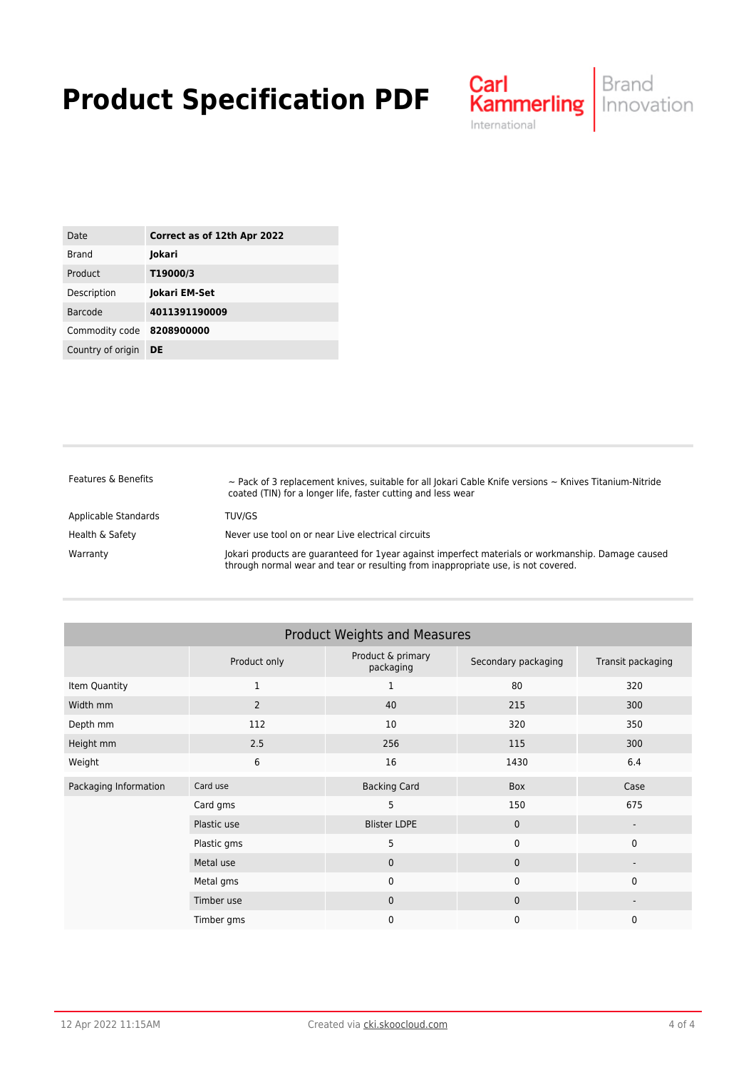# Product Specification PDF

Carl Kammerling International | Brand Innovation

| | |
|---|---|
| Date | **Correct as of 12th Apr 2022** |
| Brand | **Jokari** |
| Product | **T19000/3** |
| Description | **Jokari EM-Set** |
| Barcode | **4011391190009** |
| Commodity code | **8208900000** |
| Country of origin | **DE** |

| | |
|---|---|
| Features & Benefits | ~ Pack of 3 replacement knives, suitable for all Jokari Cable Knife versions ~ Knives Titanium-Nitride coated (TIN) for a longer life, faster cutting and less wear |
| Applicable Standards | TUV/GS |
| Health & Safety | Never use tool on or near Live electrical circuits |
| Warranty | Jokari products are guaranteed for 1year against imperfect materials or workmanship. Damage caused through normal wear and tear or resulting from inappropriate use, is not covered. |

## Product Weights and Measures

| | | Product only | Product & primary packaging | Secondary packaging | Transit packaging |
|---|---|---|---|---|---|
| Item Quantity | | 1 | 1 | 80 | 320 |
| Width mm | | 2 | 40 | 215 | 300 |
| Depth mm | | 112 | 10 | 320 | 350 |
| Height mm | | 2.5 | 256 | 115 | 300 |
| Weight | | 6 | 16 | 1430 | 6.4 |
| Packaging Information | Card use | | Backing Card | Box | Case |
| | Card gms | | 5 | 150 | 675 |
| | Plastic use | | Blister LDPE | 0 | - |
| | Plastic gms | | 5 | 0 | 0 |
| | Metal use | | 0 | 0 | - |
| | Metal gms | | 0 | 0 | 0 |
| | Timber use | | 0 | 0 | - |
| | Timber gms | | 0 | 0 | 0 |

12 Apr 2022 11:15AM Created via cki.skoocloud.com